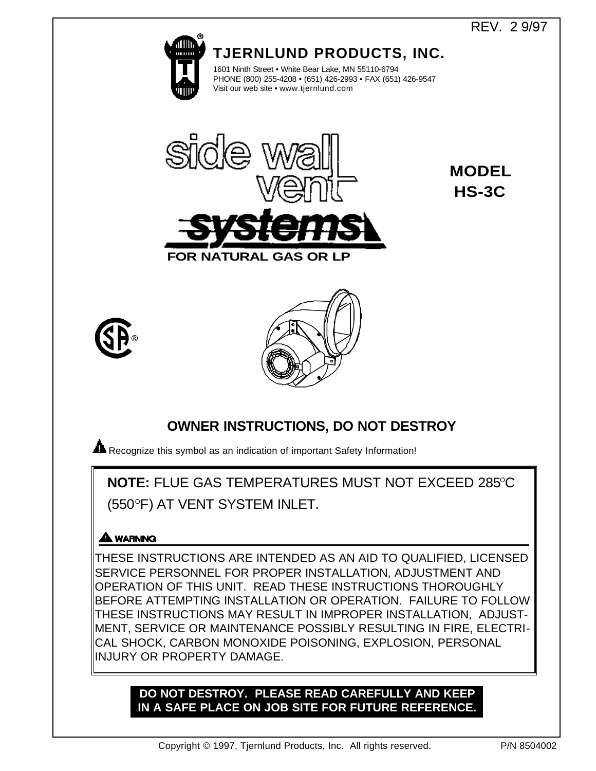REV. 2 9/97

# TJERNLUND PRODUCTS, INC.

1601 Ninth Street • White Bear Lake, MN 55110-6794
PHONE (800) 255-4208 • (651) 426-2993 • FAX (651) 426-9547
Visit our web site • www.tjernlund.com

# side wall vent systems

**FOR NATURAL GAS OR LP**

## MODEL HS-3C

## OWNER INSTRUCTIONS, DO NOT DESTROY

⚠ Recognize this symbol as an indication of important Safety Information!

**NOTE:** FLUE GAS TEMPERATURES MUST NOT EXCEED 285°C (550°F) AT VENT SYSTEM INLET.

⚠ **WARNING**

THESE INSTRUCTIONS ARE INTENDED AS AN AID TO QUALIFIED, LICENSED SERVICE PERSONNEL FOR PROPER INSTALLATION, ADJUSTMENT AND OPERATION OF THIS UNIT. READ THESE INSTRUCTIONS THOROUGHLY BEFORE ATTEMPTING INSTALLATION OR OPERATION. FAILURE TO FOLLOW THESE INSTRUCTIONS MAY RESULT IN IMPROPER INSTALLATION, ADJUSTMENT, SERVICE OR MAINTENANCE POSSIBLY RESULTING IN FIRE, ELECTRICAL SHOCK, CARBON MONOXIDE POISONING, EXPLOSION, PERSONAL INJURY OR PROPERTY DAMAGE.

**DO NOT DESTROY. PLEASE READ CAREFULLY AND KEEP IN A SAFE PLACE ON JOB SITE FOR FUTURE REFERENCE.**

Copyright © 1997, Tjernlund Products, Inc. All rights reserved. P/N 8504002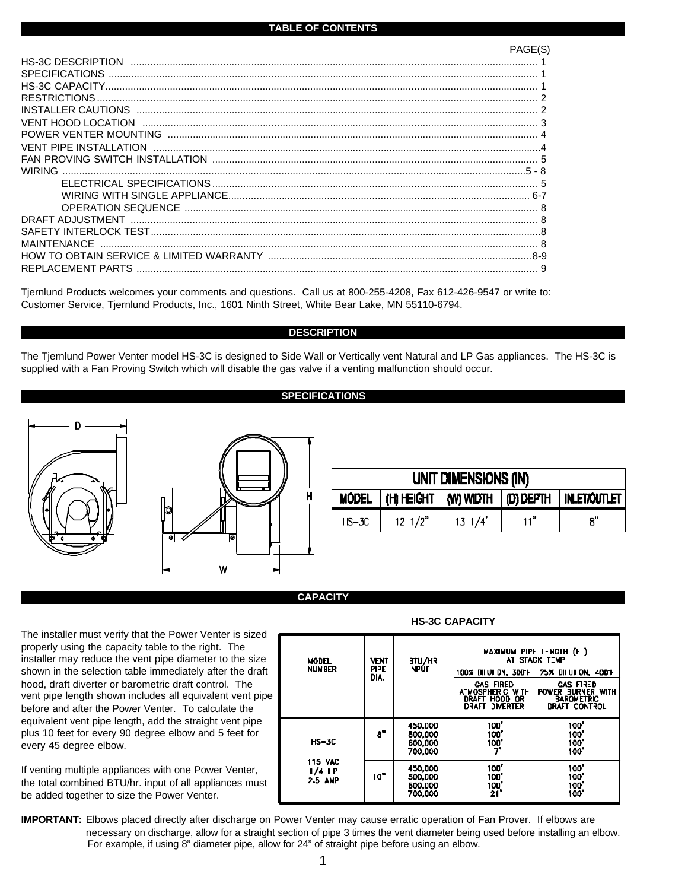## TABLE OF CONTENTS

| | PAGE(S) |
|---|---|
| HS-3C DESCRIPTION | 1 |
| SPECIFICATIONS | 1 |
| HS-3C CAPACITY | 1 |
| RESTRICTIONS | 2 |
| INSTALLER CAUTIONS | 2 |
| VENT HOOD LOCATION | 3 |
| POWER VENTER MOUNTING | 4 |
| VENT PIPE INSTALLATION | 4 |
| FAN PROVING SWITCH INSTALLATION | 5 |
| WIRING | 5 - 8 |
| ELECTRICAL SPECIFICATIONS | 5 |
| WIRING WITH SINGLE APPLIANCE | 6-7 |
| OPERATION SEQUENCE | 8 |
| DRAFT ADJUSTMENT | 8 |
| SAFETY INTERLOCK TEST | 8 |
| MAINTENANCE | 8 |
| HOW TO OBTAIN SERVICE & LIMITED WARRANTY | 8-9 |
| REPLACEMENT PARTS | 9 |

Tjernlund Products welcomes your comments and questions. Call us at 800-255-4208, Fax 612-426-9547 or write to: Customer Service, Tjernlund Products, Inc., 1601 Ninth Street, White Bear Lake, MN 55110-6794.

## DESCRIPTION

The Tjernlund Power Venter model HS-3C is designed to Side Wall or Vertically vent Natural and LP Gas appliances. The HS-3C is supplied with a Fan Proving Switch which will disable the gas valve if a venting malfunction should occur.

## SPECIFICATIONS

UNIT DIMENSIONS (IN)

| MODEL | (H) HEIGHT | (W) WIDTH | (D) DEPTH | INLET/OUTLET |
|---|---|---|---|---|
| HS-3C | 12 1/2" | 13 1/4" | 11" | 8" |

## CAPACITY

The installer must verify that the Power Venter is sized properly using the capacity table to the right. The installer may reduce the vent pipe diameter to the size shown in the selection table immediately after the draft hood, draft diverter or barometric draft control. The vent pipe length shown includes all equivalent vent pipe before and after the Power Venter. To calculate the equivalent vent pipe length, add the straight vent pipe plus 10 feet for every 90 degree elbow and 5 feet for every 45 degree elbow.

If venting multiple appliances with one Power Venter, the total combined BTU/hr. input of all appliances must be added together to size the Power Venter.

**HS-3C CAPACITY**

| MODEL NUMBER | VENT PIPE DIA. | BTU/HR INPUT | MAXIMUM PIPE LENGTH (FT) AT STACK TEMP — 100% DILUTION, 300°F: GAS FIRED ATMOSPHERIC WITH DRAFT HOOD OR DRAFT DIVERTER | 25% DILUTION, 400°F: GAS FIRED POWER BURNER WITH BAROMETRIC DRAFT CONTROL |
|---|---|---|---|---|
| HS-3C 115 VAC 1/4 HP 2.5 AMP | 8" | 450,000 | 100' | 100' |
| | | 500,000 | 100' | 100' |
| | | 600,000 | 100' | 100' |
| | | 700,000 | 7' | 100' |
| | 10" | 450,000 | 100' | 100' |
| | | 500,000 | 100' | 100' |
| | | 600,000 | 100' | 100' |
| | | 700,000 | 21' | 100' |

**IMPORTANT:** Elbows placed directly after discharge on Power Venter may cause erratic operation of Fan Prover. If elbows are necessary on discharge, allow for a straight section of pipe 3 times the vent diameter being used before installing an elbow. For example, if using 8" diameter pipe, allow for 24" of straight pipe before using an elbow.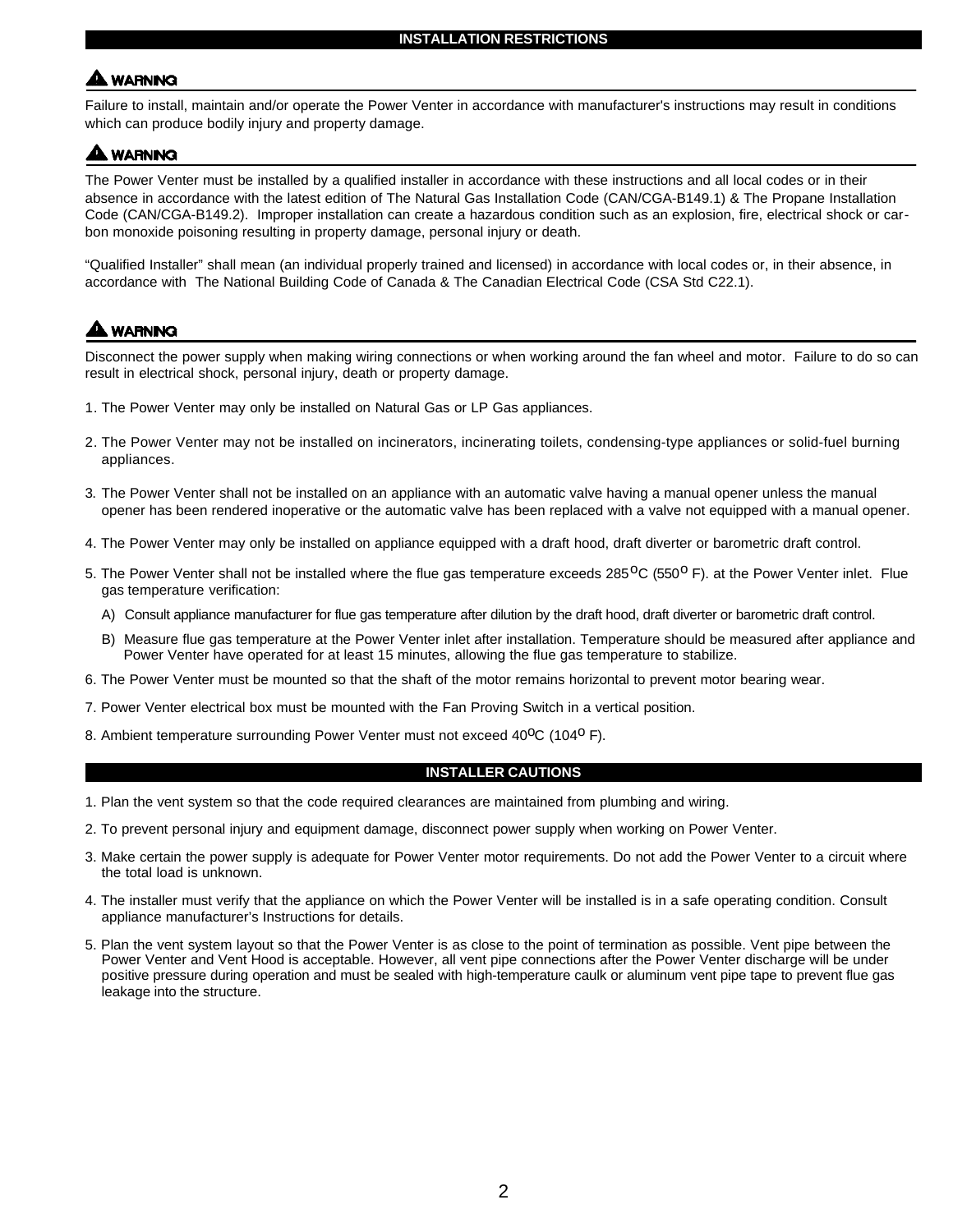## INSTALLATION RESTRICTIONS

**⚠ WARNING**

Failure to install, maintain and/or operate the Power Venter in accordance with manufacturer's instructions may result in conditions which can produce bodily injury and property damage.

**⚠ WARNING**

The Power Venter must be installed by a qualified installer in accordance with these instructions and all local codes or in their absence in accordance with the latest edition of The Natural Gas Installation Code (CAN/CGA-B149.1) & The Propane Installation Code (CAN/CGA-B149.2). Improper installation can create a hazardous condition such as an explosion, fire, electrical shock or carbon monoxide poisoning resulting in property damage, personal injury or death.

"Qualified Installer" shall mean (an individual properly trained and licensed) in accordance with local codes or, in their absence, in accordance with The National Building Code of Canada & The Canadian Electrical Code (CSA Std C22.1).

**⚠ WARNING**

Disconnect the power supply when making wiring connections or when working around the fan wheel and motor. Failure to do so can result in electrical shock, personal injury, death or property damage.

1. The Power Venter may only be installed on Natural Gas or LP Gas appliances.
2. The Power Venter may not be installed on incinerators, incinerating toilets, condensing-type appliances or solid-fuel burning appliances.
3. The Power Venter shall not be installed on an appliance with an automatic valve having a manual opener unless the manual opener has been rendered inoperative or the automatic valve has been replaced with a valve not equipped with a manual opener.
4. The Power Venter may only be installed on appliance equipped with a draft hood, draft diverter or barometric draft control.
5. The Power Venter shall not be installed where the flue gas temperature exceeds 285$^{o}$C (550$^{o}$ F). at the Power Venter inlet. Flue gas temperature verification:
   - A) Consult appliance manufacturer for flue gas temperature after dilution by the draft hood, draft diverter or barometric draft control.
   - B) Measure flue gas temperature at the Power Venter inlet after installation. Temperature should be measured after appliance and Power Venter have operated for at least 15 minutes, allowing the flue gas temperature to stabilize.
6. The Power Venter must be mounted so that the shaft of the motor remains horizontal to prevent motor bearing wear.
7. Power Venter electrical box must be mounted with the Fan Proving Switch in a vertical position.
8. Ambient temperature surrounding Power Venter must not exceed 40$^{o}$C (104$^{o}$ F).

## INSTALLER CAUTIONS

1. Plan the vent system so that the code required clearances are maintained from plumbing and wiring.
2. To prevent personal injury and equipment damage, disconnect power supply when working on Power Venter.
3. Make certain the power supply is adequate for Power Venter motor requirements. Do not add the Power Venter to a circuit where the total load is unknown.
4. The installer must verify that the appliance on which the Power Venter will be installed is in a safe operating condition. Consult appliance manufacturer's Instructions for details.
5. Plan the vent system layout so that the Power Venter is as close to the point of termination as possible. Vent pipe between the Power Venter and Vent Hood is acceptable. However, all vent pipe connections after the Power Venter discharge will be under positive pressure during operation and must be sealed with high-temperature caulk or aluminum vent pipe tape to prevent flue gas leakage into the structure.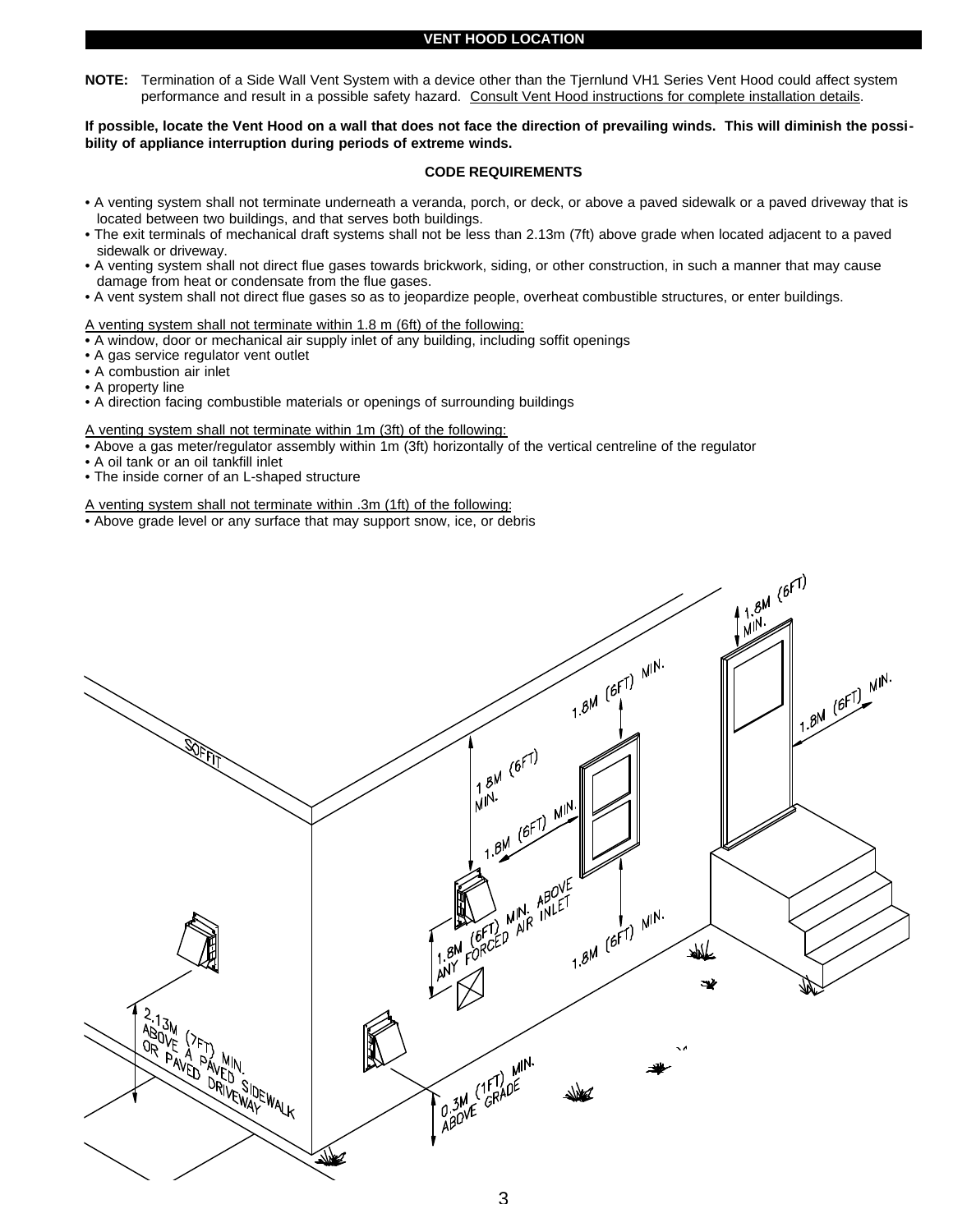## VENT HOOD LOCATION

**NOTE:** Termination of a Side Wall Vent System with a device other than the Tjernlund VH1 Series Vent Hood could affect system performance and result in a possible safety hazard. Consult Vent Hood instructions for complete installation details.

**If possible, locate the Vent Hood on a wall that does not face the direction of prevailing winds. This will diminish the possibility of appliance interruption during periods of extreme winds.**

### CODE REQUIREMENTS

- A venting system shall not terminate underneath a veranda, porch, or deck, or above a paved sidewalk or a paved driveway that is located between two buildings, and that serves both buildings.
- The exit terminals of mechanical draft systems shall not be less than 2.13m (7ft) above grade when located adjacent to a paved sidewalk or driveway.
- A venting system shall not direct flue gases towards brickwork, siding, or other construction, in such a manner that may cause damage from heat or condensate from the flue gases.
- A vent system shall not direct flue gases so as to jeopardize people, overheat combustible structures, or enter buildings.

A venting system shall not terminate within 1.8 m (6ft) of the following:

- A window, door or mechanical air supply inlet of any building, including soffit openings
- A gas service regulator vent outlet
- A combustion air inlet
- A property line
- A direction facing combustible materials or openings of surrounding buildings

A venting system shall not terminate within 1m (3ft) of the following:

- Above a gas meter/regulator assembly within 1m (3ft) horizontally of the vertical centreline of the regulator
- A oil tank or an oil tankfill inlet
- The inside corner of an L-shaped structure

A venting system shall not terminate within .3m (1ft) of the following:

- Above grade level or any surface that may support snow, ice, or debris

SOFFIT

1.8M (6FT) MIN.

1.8M (6FT) MIN.

1.8M (6FT) MIN.

1.8M (6FT) MIN.

1.8M (6FT) MIN.

1.8M (6FT) MIN.

1.8M (6FT) MIN. ABOVE ANY FORCED AIR INLET

2.13M (7FT) MIN. ABOVE A PAVED SIDEWALK OR PAVED DRIVEWAY

0.3M (1FT) MIN. ABOVE GRADE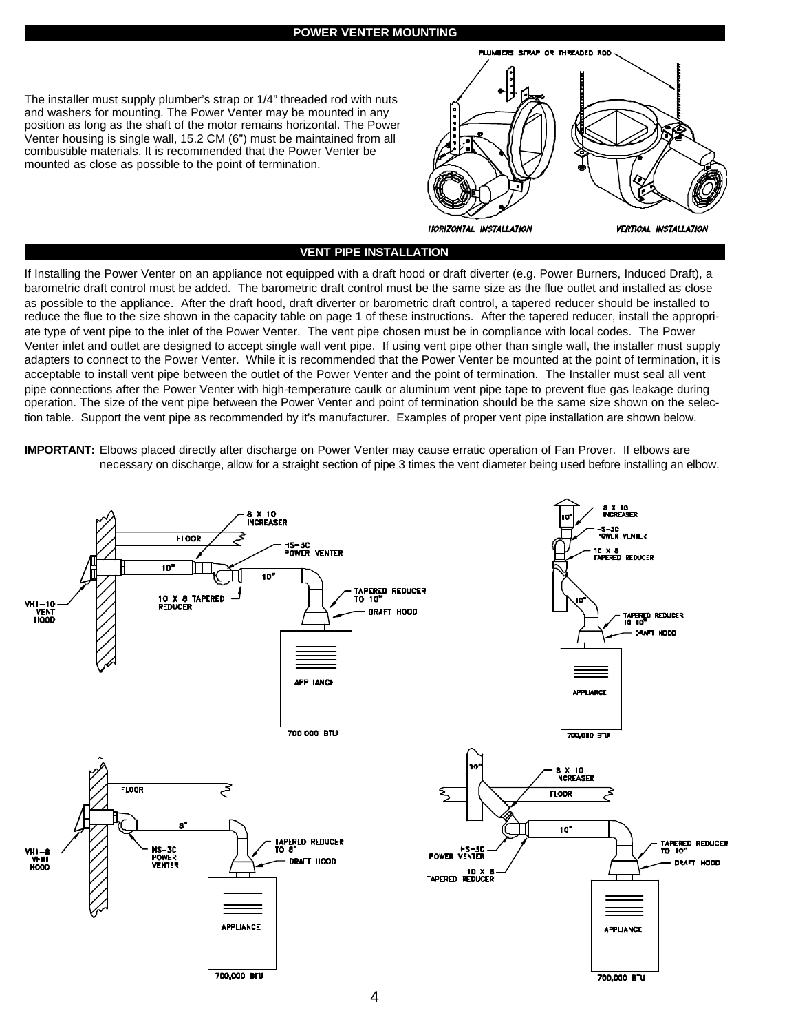## POWER VENTER MOUNTING

The installer must supply plumber's strap or 1/4" threaded rod with nuts and washers for mounting. The Power Venter may be mounted in any position as long as the shaft of the motor remains horizontal. The Power Venter housing is single wall, 15.2 CM (6") must be maintained from all combustible materials. It is recommended that the Power Venter be mounted as close as possible to the point of termination.

## VENT PIPE INSTALLATION

If Installing the Power Venter on an appliance not equipped with a draft hood or draft diverter (e.g. Power Burners, Induced Draft), a barometric draft control must be added. The barometric draft control must be the same size as the flue outlet and installed as close as possible to the appliance. After the draft hood, draft diverter or barometric draft control, a tapered reducer should be installed to reduce the flue to the size shown in the capacity table on page 1 of these instructions. After the tapered reducer, install the appropriate type of vent pipe to the inlet of the Power Venter. The vent pipe chosen must be in compliance with local codes. The Power Venter inlet and outlet are designed to accept single wall vent pipe. If using vent pipe other than single wall, the installer must supply adapters to connect to the Power Venter. While it is recommended that the Power Venter be mounted at the point of termination, it is acceptable to install vent pipe between the outlet of the Power Venter and the point of termination. The Installer must seal all vent pipe connections after the Power Venter with high-temperature caulk or aluminum vent pipe tape to prevent flue gas leakage during operation. The size of the vent pipe between the Power Venter and point of termination should be the same size shown on the selection table. Support the vent pipe as recommended by it's manufacturer. Examples of proper vent pipe installation are shown below.

**IMPORTANT:** Elbows placed directly after discharge on Power Venter may cause erratic operation of Fan Prover. If elbows are necessary on discharge, allow for a straight section of pipe 3 times the vent diameter being used before installing an elbow.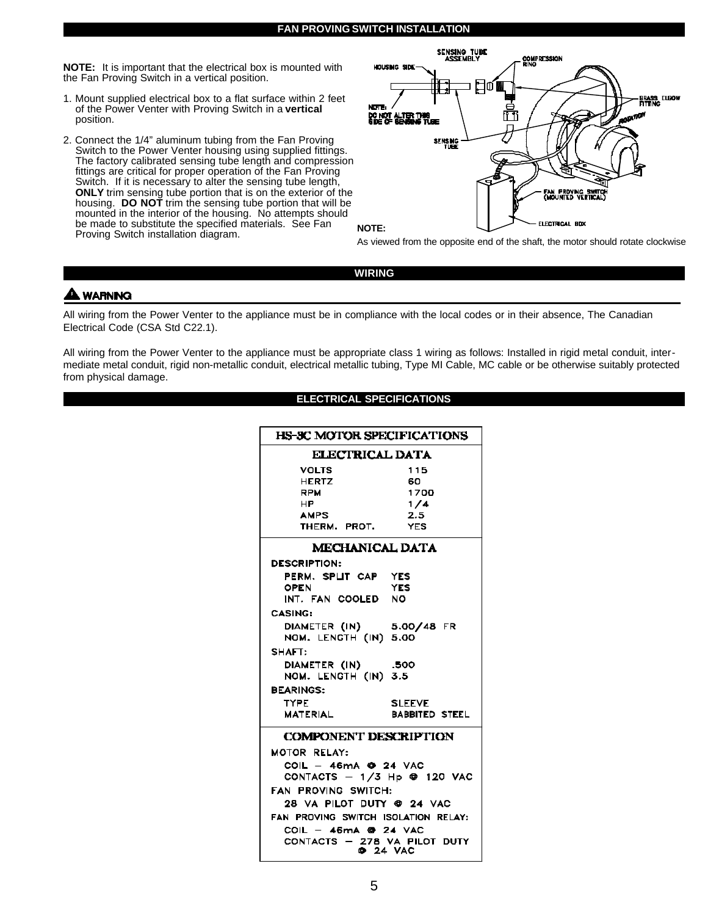## FAN PROVING SWITCH INSTALLATION

**NOTE:** It is important that the electrical box is mounted with the Fan Proving Switch in a vertical position.

1. Mount supplied electrical box to a flat surface within 2 feet of the Power Venter with Proving Switch in a **vertical** position.
2. Connect the 1/4" aluminum tubing from the Fan Proving Switch to the Power Venter housing using supplied fittings. The factory calibrated sensing tube length and compression fittings are critical for proper operation of the Fan Proving Switch. If it is necessary to alter the sensing tube length, **ONLY** trim sensing tube portion that is on the exterior of the housing. **DO NOT** trim the sensing tube portion that will be mounted in the interior of the housing. No attempts should be made to substitute the specified materials. See Fan Proving Switch installation diagram.

SENSING TUBE ASSEMBLY
HOUSING SIDE
COMPRESSION RING
NOTE: DO NOT ALTER THIS SIDE OF SENSING TUBE
BRASS ELBOW FITTING
ROTATION
SENSING TUBE
FAN PROVING SWITCH (MOUNTED VERTICAL)
ELECTRICAL BOX

**NOTE:**
As viewed from the opposite end of the shaft, the motor should rotate clockwise

## WIRING

**⚠ WARNING**

All wiring from the Power Venter to the appliance must be in compliance with the local codes or in their absence, The Canadian Electrical Code (CSA Std C22.1).

All wiring from the Power Venter to the appliance must be appropriate class 1 wiring as follows: Installed in rigid metal conduit, intermediate metal conduit, rigid non-metallic conduit, electrical metallic tubing, Type MI Cable, MC cable or be otherwise suitably protected from physical damage.

## ELECTRICAL SPECIFICATIONS

| HS-3C MOTOR SPECIFICATIONS | |
|---|---|
| **ELECTRICAL DATA** | |
| VOLTS | 115 |
| HERTZ | 60 |
| RPM | 1700 |
| HP | 1/4 |
| AMPS | 2.5 |
| THERM. PROT. | YES |
| **MECHANICAL DATA** | |
| DESCRIPTION: | |
| PERM. SPLIT CAP | YES |
| OPEN | YES |
| INT. FAN COOLED | NO |
| CASING: | |
| DIAMETER (IN) | 5.00/48 FR |
| NOM. LENGTH (IN) | 5.00 |
| SHAFT: | |
| DIAMETER (IN) | .500 |
| NOM. LENGTH (IN) | 3.5 |
| BEARINGS: | |
| TYPE | SLEEVE |
| MATERIAL | BABBITED STEEL |
| **COMPONENT DESCRIPTION** | |
| MOTOR RELAY: | |
| COIL – 46mA @ 24 VAC | |
| CONTACTS – 1/3 Hp @ 120 VAC | |
| FAN PROVING SWITCH: | |
| 28 VA PILOT DUTY @ 24 VAC | |
| FAN PROVING SWITCH ISOLATION RELAY: | |
| COIL – 46mA @ 24 VAC | |
| CONTACTS – 278 VA PILOT DUTY @ 24 VAC | |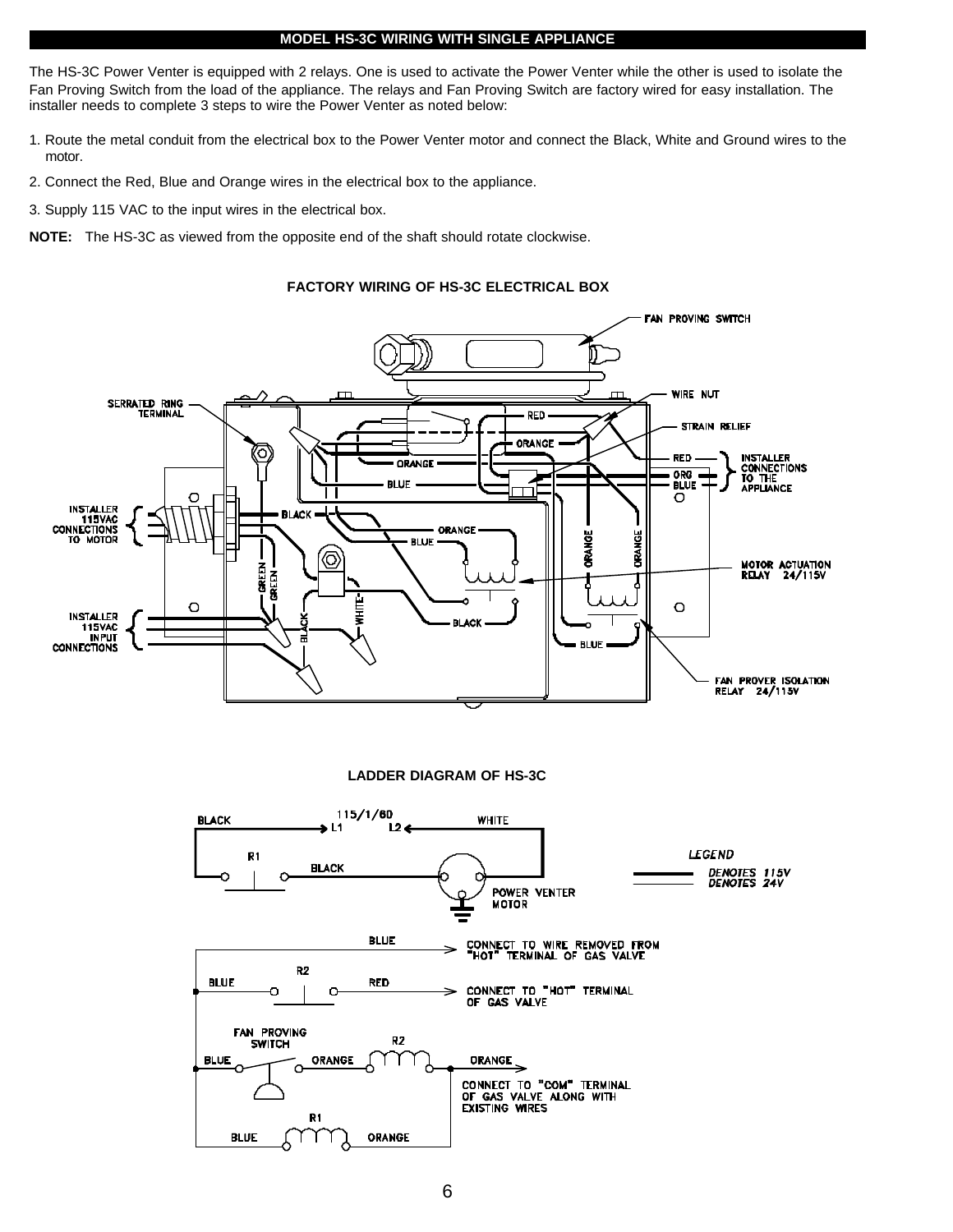## MODEL HS-3C WIRING WITH SINGLE APPLIANCE

The HS-3C Power Venter is equipped with 2 relays. One is used to activate the Power Venter while the other is used to isolate the Fan Proving Switch from the load of the appliance. The relays and Fan Proving Switch are factory wired for easy installation. The installer needs to complete 3 steps to wire the Power Venter as noted below:

1. Route the metal conduit from the electrical box to the Power Venter motor and connect the Black, White and Ground wires to the motor.
2. Connect the Red, Blue and Orange wires in the electrical box to the appliance.
3. Supply 115 VAC to the input wires in the electrical box.

**NOTE:** The HS-3C as viewed from the opposite end of the shaft should rotate clockwise.

### FACTORY WIRING OF HS-3C ELECTRICAL BOX

FAN PROVING SWITCH
SERRATED RING TERMINAL
WIRE NUT
STRAIN RELIEF
RED
ORANGE
ORANGE
BLUE
BLACK
ORANGE
BLUE
GREEN
GREEN
BLACK
WHITE
BLACK
BLUE
RED — ORG — BLUE — INSTALLER CONNECTIONS TO THE APPLIANCE
INSTALLER 115VAC CONNECTIONS TO MOTOR
INSTALLER 115VAC INPUT CONNECTIONS
MOTOR ACTUATION RELAY 24/115V
FAN PROVER ISOLATION RELAY 24/115V

### LADDER DIAGRAM OF HS-3C

115/1/60
BLACK — L1 — L2 — WHITE
R1 — BLACK — POWER VENTER MOTOR

BLUE — CONNECT TO WIRE REMOVED FROM "HOT" TERMINAL OF GAS VALVE
BLUE — R2 — RED — CONNECT TO "HOT" TERMINAL OF GAS VALVE
BLUE — FAN PROVING SWITCH — ORANGE — R2 — ORANGE — CONNECT TO "COM" TERMINAL OF GAS VALVE ALONG WITH EXISTING WIRES
BLUE — R1 — ORANGE

*LEGEND*
*DENOTES 115V* (thick line)
*DENOTES 24V* (thin line)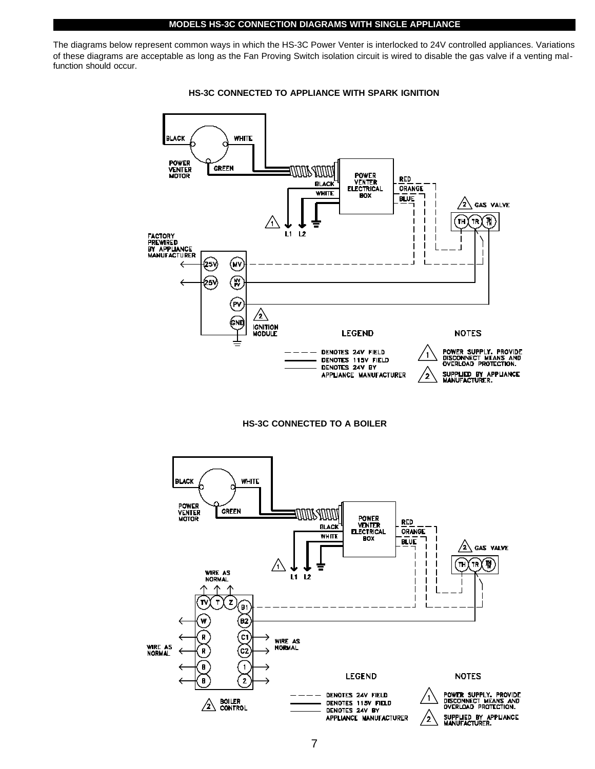## MODELS HS-3C CONNECTION DIAGRAMS WITH SINGLE APPLIANCE

The diagrams below represent common ways in which the HS-3C Power Venter is interlocked to 24V controlled appliances. Variations of these diagrams are acceptable as long as the Fan Proving Switch isolation circuit is wired to disable the gas valve if a venting malfunction should occur.

### HS-3C CONNECTED TO APPLIANCE WITH SPARK IGNITION

BLACK  WHITE
POWER VENTER MOTOR  GREEN
POWER VENTER ELECTRICAL BOX
BLACK  WHITE  RED  ORANGE  BLUE
1  L1  L2
2  GAS VALVE  TH  TR  TH TR
FACTORY PREWIRED BY APPLIANCE MANUFACTURER
25V  25V  MV  MV PV  PV  GND
2  IGNITION MODULE

LEGEND
- - - - DENOTES 24V FIELD
DENOTES 115V FIELD
DENOTES 24V BY APPLIANCE MANUFACTURER

NOTES
1 POWER SUPPLY. PROVIDE DISCONNECT MEANS AND OVERLOAD PROTECTION.
2 SUPPLIED BY APPLIANCE MANUFACTURER.

### HS-3C CONNECTED TO A BOILER

BLACK  WHITE
POWER VENTER MOTOR  GREEN
POWER VENTER ELECTRICAL BOX
BLACK  WHITE  RED  ORANGE  BLUE
1  L1  L2
2  GAS VALVE  TH  TR  TH TR
WIRE AS NORMAL
TV  T  Z  B1  W  B2  R  C1  R  C2  B  1  B  2
WIRE AS NORMAL
WIRE AS NORMAL
2  BOILER CONTROL

LEGEND
- - - - DENOTES 24V FIELD
DENOTES 115V FIELD
DENOTES 24V BY APPLIANCE MANUFACTURER

NOTES
1 POWER SUPPLY. PROVIDE DISCONNECT MEANS AND OVERLOAD PROTECTION.
2 SUPPLIED BY APPLIANCE MANUFACTURER.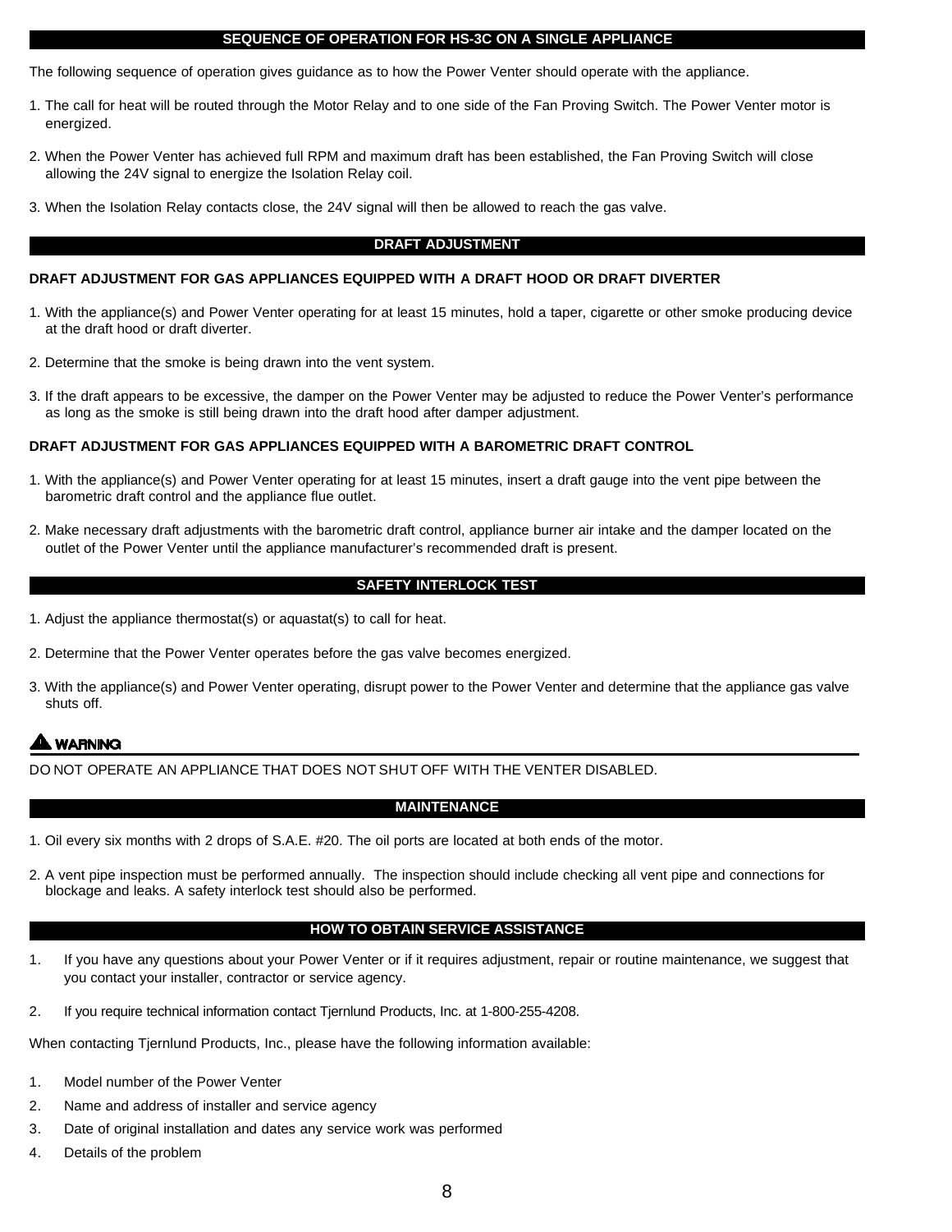## SEQUENCE OF OPERATION FOR HS-3C ON A SINGLE APPLIANCE

The following sequence of operation gives guidance as to how the Power Venter should operate with the appliance.

1. The call for heat will be routed through the Motor Relay and to one side of the Fan Proving Switch. The Power Venter motor is energized.
2. When the Power Venter has achieved full RPM and maximum draft has been established, the Fan Proving Switch will close allowing the 24V signal to energize the Isolation Relay coil.
3. When the Isolation Relay contacts close, the 24V signal will then be allowed to reach the gas valve.

## DRAFT ADJUSTMENT

### DRAFT ADJUSTMENT FOR GAS APPLIANCES EQUIPPED WITH A DRAFT HOOD OR DRAFT DIVERTER

1. With the appliance(s) and Power Venter operating for at least 15 minutes, hold a taper, cigarette or other smoke producing device at the draft hood or draft diverter.
2. Determine that the smoke is being drawn into the vent system.
3. If the draft appears to be excessive, the damper on the Power Venter may be adjusted to reduce the Power Venter's performance as long as the smoke is still being drawn into the draft hood after damper adjustment.

### DRAFT ADJUSTMENT FOR GAS APPLIANCES EQUIPPED WITH A BAROMETRIC DRAFT CONTROL

1. With the appliance(s) and Power Venter operating for at least 15 minutes, insert a draft gauge into the vent pipe between the barometric draft control and the appliance flue outlet.
2. Make necessary draft adjustments with the barometric draft control, appliance burner air intake and the damper located on the outlet of the Power Venter until the appliance manufacturer's recommended draft is present.

## SAFETY INTERLOCK TEST

1. Adjust the appliance thermostat(s) or aquastat(s) to call for heat.
2. Determine that the Power Venter operates before the gas valve becomes energized.
3. With the appliance(s) and Power Venter operating, disrupt power to the Power Venter and determine that the appliance gas valve shuts off.

**⚠ WARNING**

DO NOT OPERATE AN APPLIANCE THAT DOES NOT SHUT OFF WITH THE VENTER DISABLED.

## MAINTENANCE

1. Oil every six months with 2 drops of S.A.E. #20. The oil ports are located at both ends of the motor.
2. A vent pipe inspection must be performed annually. The inspection should include checking all vent pipe and connections for blockage and leaks. A safety interlock test should also be performed.

## HOW TO OBTAIN SERVICE ASSISTANCE

1. If you have any questions about your Power Venter or if it requires adjustment, repair or routine maintenance, we suggest that you contact your installer, contractor or service agency.
2. If you require technical information contact Tjernlund Products, Inc. at 1-800-255-4208.

When contacting Tjernlund Products, Inc., please have the following information available:

1. Model number of the Power Venter
2. Name and address of installer and service agency
3. Date of original installation and dates any service work was performed
4. Details of the problem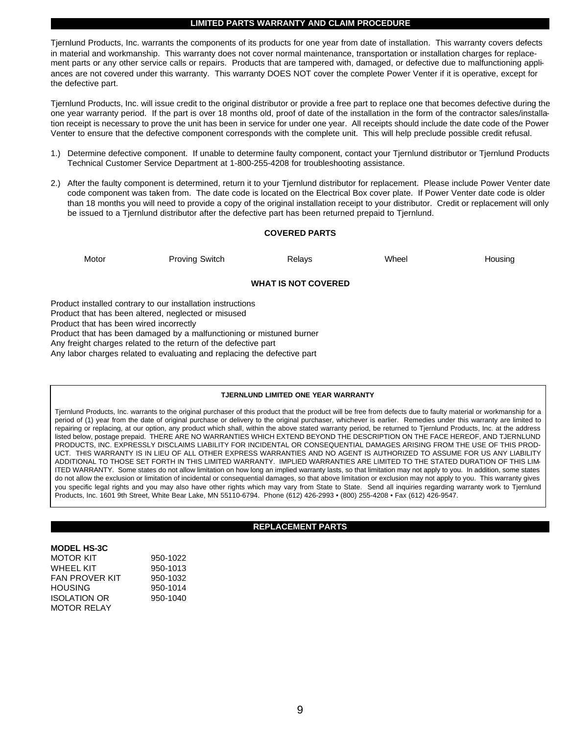## LIMITED PARTS WARRANTY AND CLAIM PROCEDURE

Tjernlund Products, Inc. warrants the components of its products for one year from date of installation. This warranty covers defects in material and workmanship. This warranty does not cover normal maintenance, transportation or installation charges for replacement parts or any other service calls or repairs. Products that are tampered with, damaged, or defective due to malfunctioning appliances are not covered under this warranty. This warranty DOES NOT cover the complete Power Venter if it is operative, except for the defective part.

Tjernlund Products, Inc. will issue credit to the original distributor or provide a free part to replace one that becomes defective during the one year warranty period. If the part is over 18 months old, proof of date of the installation in the form of the contractor sales/installation receipt is necessary to prove the unit has been in service for under one year. All receipts should include the date code of the Power Venter to ensure that the defective component corresponds with the complete unit. This will help preclude possible credit refusal.

1.) Determine defective component. If unable to determine faulty component, contact your Tjernlund distributor or Tjernlund Products Technical Customer Service Department at 1-800-255-4208 for troubleshooting assistance.

2.) After the faulty component is determined, return it to your Tjernlund distributor for replacement. Please include Power Venter date code component was taken from. The date code is located on the Electrical Box cover plate. If Power Venter date code is older than 18 months you will need to provide a copy of the original installation receipt to your distributor. Credit or replacement will only be issued to a Tjernlund distributor after the defective part has been returned prepaid to Tjernlund.

### COVERED PARTS

Motor | Proving Switch | Relays | Wheel | Housing

### WHAT IS NOT COVERED

Product installed contrary to our installation instructions
Product that has been altered, neglected or misused
Product that has been wired incorrectly
Product that has been damaged by a malfunctioning or mistuned burner
Any freight charges related to the return of the defective part
Any labor charges related to evaluating and replacing the defective part

### TJERNLUND LIMITED ONE YEAR WARRANTY

Tjernlund Products, Inc. warrants to the original purchaser of this product that the product will be free from defects due to faulty material or workmanship for a period of (1) year from the date of original purchase or delivery to the original purchaser, whichever is earlier. Remedies under this warranty are limited to repairing or replacing, at our option, any product which shall, within the above stated warranty period, be returned to Tjernlund Products, Inc. at the address listed below, postage prepaid. THERE ARE NO WARRANTIES WHICH EXTEND BEYOND THE DESCRIPTION ON THE FACE HEREOF, AND TJERNLUND PRODUCTS, INC. EXPRESSLY DISCLAIMS LIABILITY FOR INCIDENTAL OR CONSEQUENTIAL DAMAGES ARISING FROM THE USE OF THIS PRODUCT. THIS WARRANTY IS IN LIEU OF ALL OTHER EXPRESS WARRANTIES AND NO AGENT IS AUTHORIZED TO ASSUME FOR US ANY LIABILITY ADDITIONAL TO THOSE SET FORTH IN THIS LIMITED WARRANTY. IMPLIED WARRANTIES ARE LIMITED TO THE STATED DURATION OF THIS LIMITED WARRANTY. Some states do not allow limitation on how long an implied warranty lasts, so that limitation may not apply to you. In addition, some states do not allow the exclusion or limitation of incidental or consequential damages, so that above limitation or exclusion may not apply to you. This warranty gives you specific legal rights and you may also have other rights which may vary from State to State. Send all inquiries regarding warranty work to Tjernlund Products, Inc. 1601 9th Street, White Bear Lake, MN 55110-6794. Phone (612) 426-2993 • (800) 255-4208 • Fax (612) 426-9547.

## REPLACEMENT PARTS

**MODEL HS-3C**

| | |
|---|---|
| MOTOR KIT | 950-1022 |
| WHEEL KIT | 950-1013 |
| FAN PROVER KIT | 950-1032 |
| HOUSING | 950-1014 |
| ISOLATION OR MOTOR RELAY | 950-1040 |